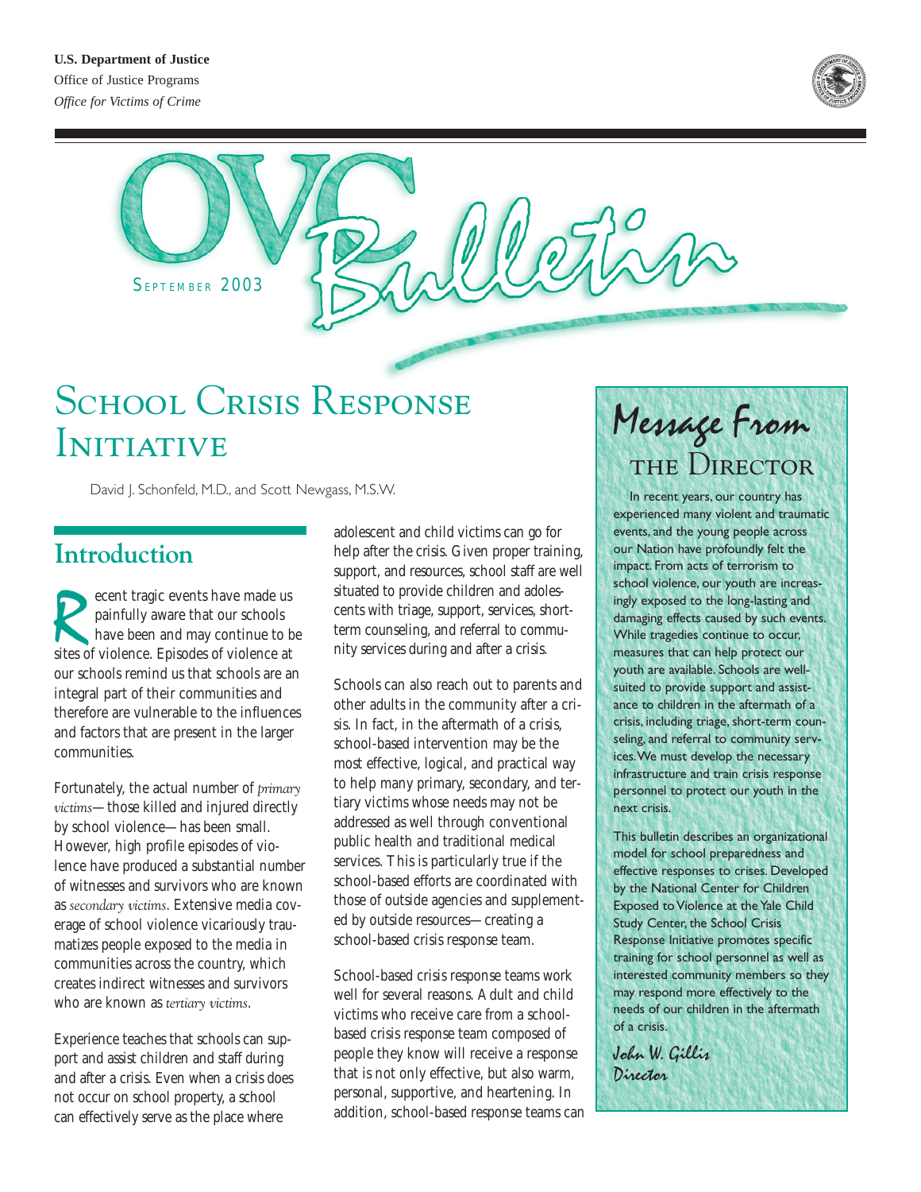**U.S. Department of Justice**
Office of Justice Programs
*Office for Victims of Crime*

# OVC Bulletin

SEPTEMBER 2003

# School Crisis Response Initiative

David J. Schonfeld, M.D., and Scott Newgass, M.S.W.

## Message From the Director

In recent years, our country has experienced many violent and traumatic events, and the young people across our Nation have profoundly felt the impact. From acts of terrorism to school violence, our youth are increasingly exposed to the long-lasting and damaging effects caused by such events. While tragedies continue to occur, measures that can help protect our youth are available. Schools are well-suited to provide support and assistance to children in the aftermath of a crisis, including triage, short-term counseling, and referral to community services. We must develop the necessary infrastructure and train crisis response personnel to protect our youth in the next crisis.

This bulletin describes an organizational model for school preparedness and effective responses to crises. Developed by the National Center for Children Exposed to Violence at the Yale Child Study Center, the School Crisis Response Initiative promotes specific training for school personnel as well as interested community members so they may respond more effectively to the needs of our children in the aftermath of a crisis.

*John W. Gillis*
*Director*

## Introduction

Recent tragic events have made us painfully aware that our schools have been and may continue to be sites of violence. Episodes of violence at our schools remind us that schools are an integral part of their communities and therefore are vulnerable to the influences and factors that are present in the larger communities.

Fortunately, the actual number of *primary victims*—those killed and injured directly by school violence—has been small. However, high profile episodes of violence have produced a substantial number of witnesses and survivors who are known as *secondary victims*. Extensive media coverage of school violence vicariously traumatizes people exposed to the media in communities across the country, which creates indirect witnesses and survivors who are known as *tertiary victims*.

Experience teaches that schools can support and assist children and staff during and after a crisis. Even when a crisis does not occur on school property, a school can effectively serve as the place where adolescent and child victims can go for help after the crisis. Given proper training, support, and resources, school staff are well situated to provide children and adolescents with triage, support, services, short-term counseling, and referral to community services during and after a crisis.

Schools can also reach out to parents and other adults in the community after a crisis. In fact, in the aftermath of a crisis, school-based intervention may be the most effective, logical, and practical way to help many primary, secondary, and tertiary victims whose needs may not be addressed as well through conventional public health and traditional medical services. This is particularly true if the school-based efforts are coordinated with those of outside agencies and supplemented by outside resources—creating a school-based crisis response team.

School-based crisis response teams work well for several reasons. Adult and child victims who receive care from a school-based crisis response team composed of people they know will receive a response that is not only effective, but also warm, personal, supportive, and heartening. In addition, school-based response teams can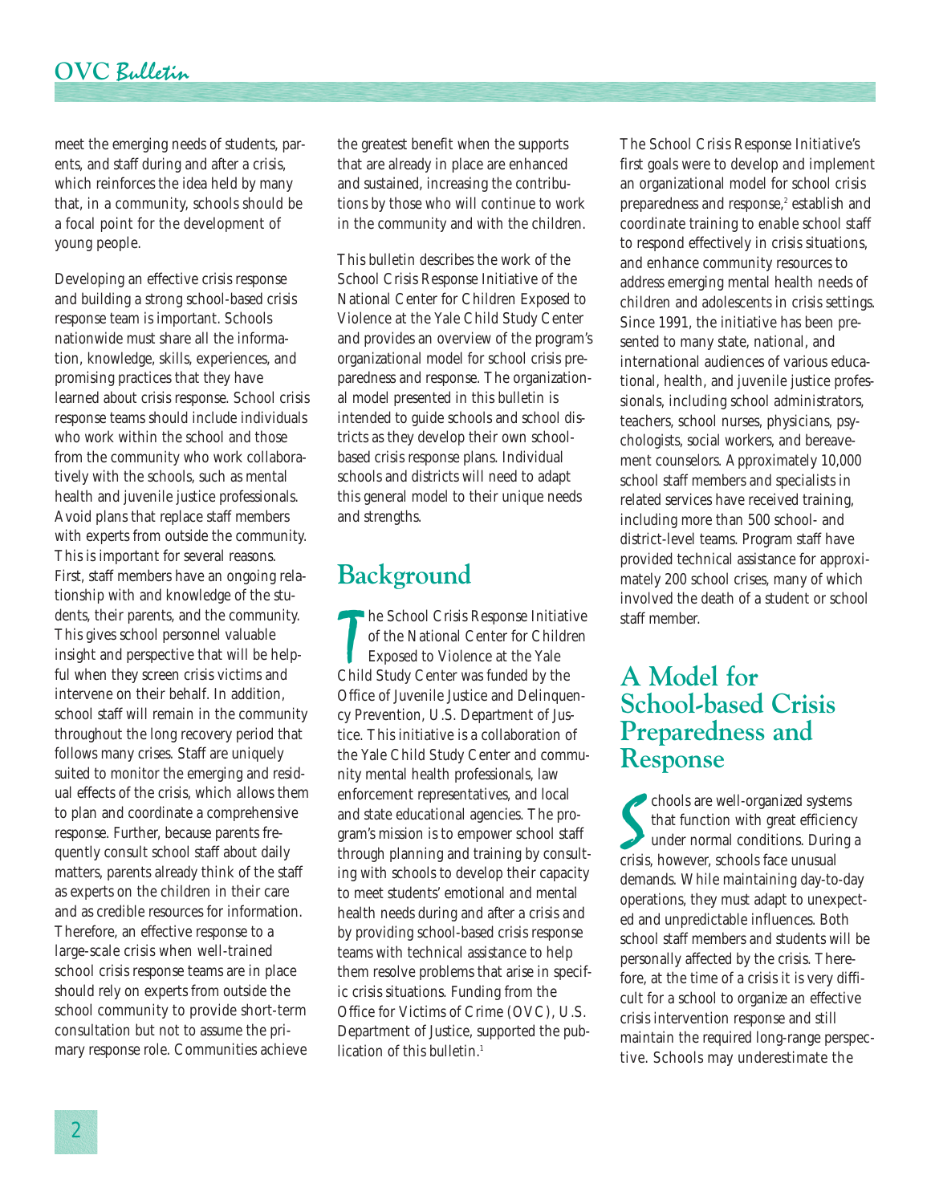meet the emerging needs of students, parents, and staff during and after a crisis, which reinforces the idea held by many that, in a community, schools should be a focal point for the development of young people.

Developing an effective crisis response and building a strong school-based crisis response team is important. Schools nationwide must share all the information, knowledge, skills, experiences, and promising practices that they have learned about crisis response. School crisis response teams should include individuals who work within the school and those from the community who work collaboratively with the schools, such as mental health and juvenile justice professionals. Avoid plans that replace staff members with experts from outside the community. This is important for several reasons. First, staff members have an ongoing relationship with and knowledge of the students, their parents, and the community. This gives school personnel valuable insight and perspective that will be helpful when they screen crisis victims and intervene on their behalf. In addition, school staff will remain in the community throughout the long recovery period that follows many crises. Staff are uniquely suited to monitor the emerging and residual effects of the crisis, which allows them to plan and coordinate a comprehensive response. Further, because parents frequently consult school staff about daily matters, parents already think of the staff as experts on the children in their care and as credible resources for information. Therefore, an effective response to a large-scale crisis when well-trained school crisis response teams are in place should rely on experts from outside the school community to provide short-term consultation but not to assume the primary response role. Communities achieve the greatest benefit when the supports that are already in place are enhanced and sustained, increasing the contributions by those who will continue to work in the community and with the children.

This bulletin describes the work of the School Crisis Response Initiative of the National Center for Children Exposed to Violence at the Yale Child Study Center and provides an overview of the program's organizational model for school crisis preparedness and response. The organizational model presented in this bulletin is intended to guide schools and school districts as they develop their own school-based crisis response plans. Individual schools and districts will need to adapt this general model to their unique needs and strengths.

## Background

The School Crisis Response Initiative of the National Center for Children Exposed to Violence at the Yale Child Study Center was funded by the Office of Juvenile Justice and Delinquency Prevention, U.S. Department of Justice. This initiative is a collaboration of the Yale Child Study Center and community mental health professionals, law enforcement representatives, and local and state educational agencies. The program's mission is to empower school staff through planning and training by consulting with schools to develop their capacity to meet students' emotional and mental health needs during and after a crisis and by providing school-based crisis response teams with technical assistance to help them resolve problems that arise in specific crisis situations. Funding from the Office for Victims of Crime (OVC), U.S. Department of Justice, supported the publication of this bulletin.[1]

The School Crisis Response Initiative's first goals were to develop and implement an organizational model for school crisis preparedness and response,[2] establish and coordinate training to enable school staff to respond effectively in crisis situations, and enhance community resources to address emerging mental health needs of children and adolescents in crisis settings. Since 1991, the initiative has been presented to many state, national, and international audiences of various educational, health, and juvenile justice professionals, including school administrators, teachers, school nurses, physicians, psychologists, social workers, and bereavement counselors. Approximately 10,000 school staff members and specialists in related services have received training, including more than 500 school- and district-level teams. Program staff have provided technical assistance for approximately 200 school crises, many of which involved the death of a student or school staff member.

## A Model for School-based Crisis Preparedness and Response

Schools are well-organized systems that function with great efficiency under normal conditions. During a crisis, however, schools face unusual demands. While maintaining day-to-day operations, they must adapt to unexpected and unpredictable influences. Both school staff members and students will be personally affected by the crisis. Therefore, at the time of a crisis it is very difficult for a school to organize an effective crisis intervention response and still maintain the required long-range perspective. Schools may underestimate the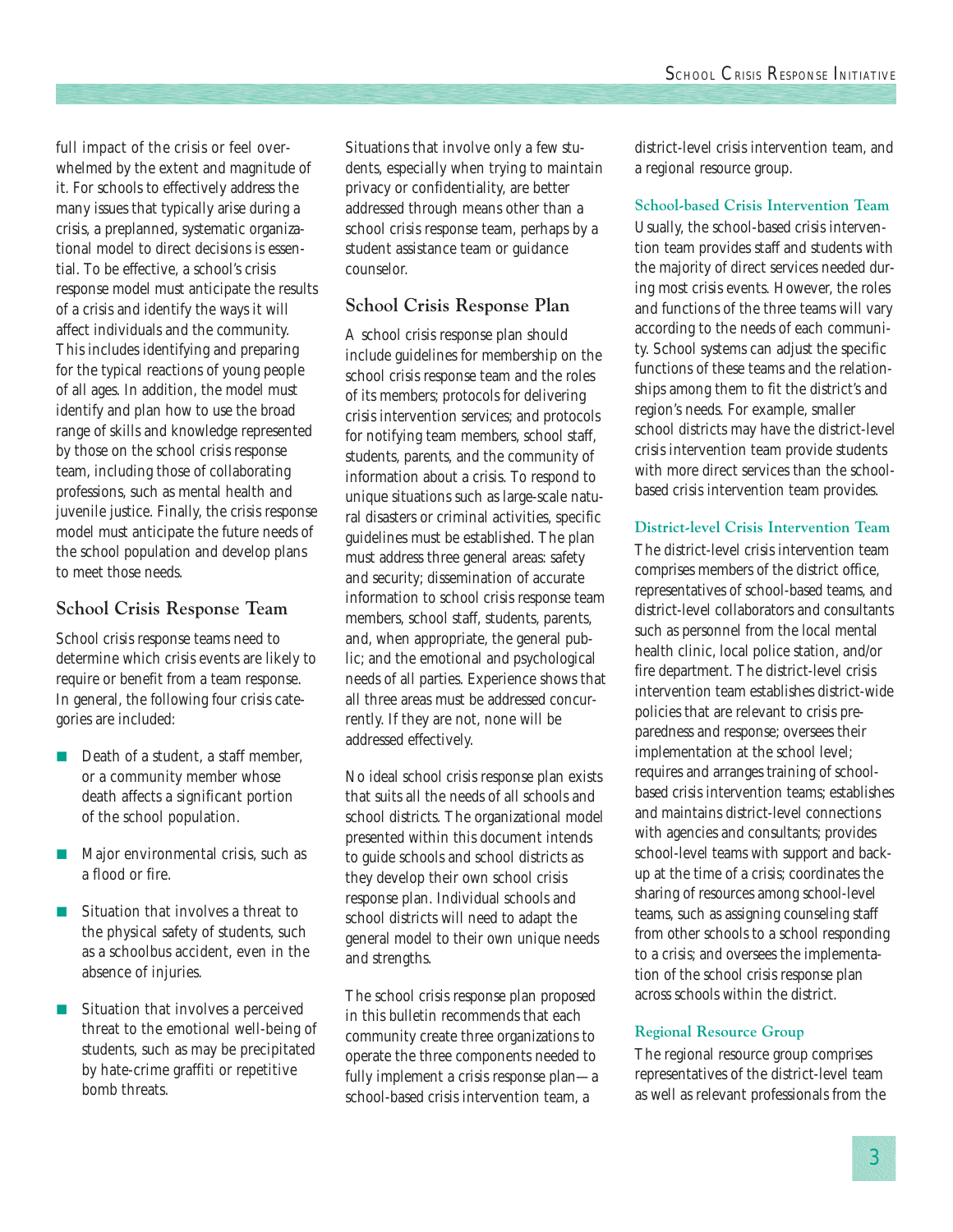full impact of the crisis or feel overwhelmed by the extent and magnitude of it. For schools to effectively address the many issues that typically arise during a crisis, a preplanned, systematic organizational model to direct decisions is essential. To be effective, a school's crisis response model must anticipate the results of a crisis and identify the ways it will affect individuals and the community. This includes identifying and preparing for the typical reactions of young people of all ages. In addition, the model must identify and plan how to use the broad range of skills and knowledge represented by those on the school crisis response team, including those of collaborating professions, such as mental health and juvenile justice. Finally, the crisis response model must anticipate the future needs of the school population and develop plans to meet those needs.

## School Crisis Response Team

School crisis response teams need to determine which crisis events are likely to require or benefit from a team response. In general, the following four crisis categories are included:

- Death of a student, a staff member, or a community member whose death affects a significant portion of the school population.
- Major environmental crisis, such as a flood or fire.
- Situation that involves a threat to the physical safety of students, such as a schoolbus accident, even in the absence of injuries.
- Situation that involves a perceived threat to the emotional well-being of students, such as may be precipitated by hate-crime graffiti or repetitive bomb threats.

Situations that involve only a few students, especially when trying to maintain privacy or confidentiality, are better addressed through means other than a school crisis response team, perhaps by a student assistance team or guidance counselor.

## School Crisis Response Plan

A school crisis response plan should include guidelines for membership on the school crisis response team and the roles of its members; protocols for delivering crisis intervention services; and protocols for notifying team members, school staff, students, parents, and the community of information about a crisis. To respond to unique situations such as large-scale natural disasters or criminal activities, specific guidelines must be established. The plan must address three general areas: safety and security; dissemination of accurate information to school crisis response team members, school staff, students, parents, and, when appropriate, the general public; and the emotional and psychological needs of all parties. Experience shows that all three areas must be addressed concurrently. If they are not, none will be addressed effectively.

No ideal school crisis response plan exists that suits all the needs of all schools and school districts. The organizational model presented within this document intends to guide schools and school districts as they develop their own school crisis response plan. Individual schools and school districts will need to adapt the general model to their own unique needs and strengths.

The school crisis response plan proposed in this bulletin recommends that each community create three organizations to operate the three components needed to fully implement a crisis response plan—a school-based crisis intervention team, a district-level crisis intervention team, and a regional resource group.

### School-based Crisis Intervention Team

Usually, the school-based crisis intervention team provides staff and students with the majority of direct services needed during most crisis events. However, the roles and functions of the three teams will vary according to the needs of each community. School systems can adjust the specific functions of these teams and the relationships among them to fit the district's and region's needs. For example, smaller school districts may have the district-level crisis intervention team provide students with more direct services than the school-based crisis intervention team provides.

### District-level Crisis Intervention Team

The district-level crisis intervention team comprises members of the district office, representatives of school-based teams, and district-level collaborators and consultants such as personnel from the local mental health clinic, local police station, and/or fire department. The district-level crisis intervention team establishes district-wide policies that are relevant to crisis preparedness and response; oversees their implementation at the school level; requires and arranges training of school-based crisis intervention teams; establishes and maintains district-level connections with agencies and consultants; provides school-level teams with support and backup at the time of a crisis; coordinates the sharing of resources among school-level teams, such as assigning counseling staff from other schools to a school responding to a crisis; and oversees the implementation of the school crisis response plan across schools within the district.

### Regional Resource Group

The regional resource group comprises representatives of the district-level team as well as relevant professionals from the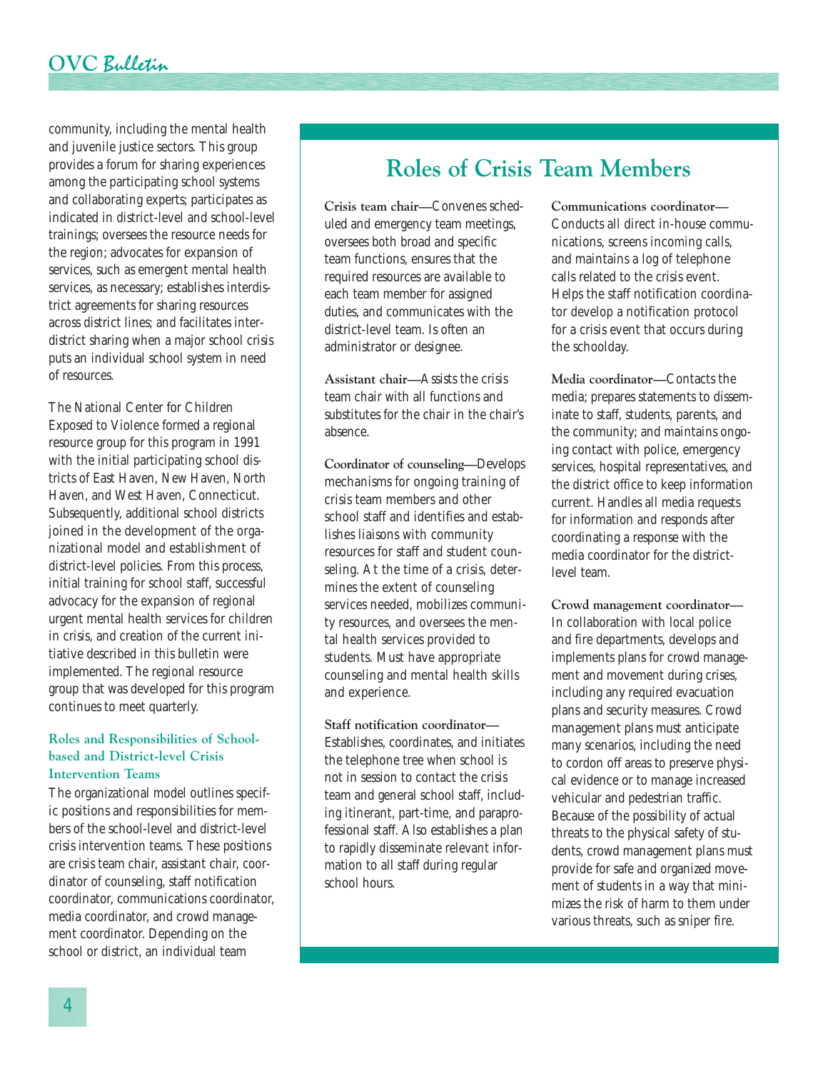community, including the mental health and juvenile justice sectors. This group provides a forum for sharing experiences among the participating school systems and collaborating experts; participates as indicated in district-level and school-level trainings; oversees the resource needs for the region; advocates for expansion of services, such as emergent mental health services, as necessary; establishes interdistrict agreements for sharing resources across district lines; and facilitates interdistrict sharing when a major school crisis puts an individual school system in need of resources.

The National Center for Children Exposed to Violence formed a regional resource group for this program in 1991 with the initial participating school districts of East Haven, New Haven, North Haven, and West Haven, Connecticut. Subsequently, additional school districts joined in the development of the organizational model and establishment of district-level policies. From this process, initial training for school staff, successful advocacy for the expansion of regional urgent mental health services for children in crisis, and creation of the current initiative described in this bulletin were implemented. The regional resource group that was developed for this program continues to meet quarterly.

### Roles and Responsibilities of School-based and District-level Crisis Intervention Teams

The organizational model outlines specific positions and responsibilities for members of the school-level and district-level crisis intervention teams. These positions are crisis team chair, assistant chair, coordinator of counseling, staff notification coordinator, communications coordinator, media coordinator, and crowd management coordinator. Depending on the school or district, an individual team

## Roles of Crisis Team Members

**Crisis team chair**—Convenes scheduled and emergency team meetings, oversees both broad and specific team functions, ensures that the required resources are available to each team member for assigned duties, and communicates with the district-level team. Is often an administrator or designee.

**Assistant chair**—Assists the crisis team chair with all functions and substitutes for the chair in the chair's absence.

**Coordinator of counseling**—Develops mechanisms for ongoing training of crisis team members and other school staff and identifies and establishes liaisons with community resources for staff and student counseling. At the time of a crisis, determines the extent of counseling services needed, mobilizes community resources, and oversees the mental health services provided to students. Must have appropriate counseling and mental health skills and experience.

**Staff notification coordinator**—Establishes, coordinates, and initiates the telephone tree when school is not in session to contact the crisis team and general school staff, including itinerant, part-time, and paraprofessional staff. Also establishes a plan to rapidly disseminate relevant information to all staff during regular school hours.

**Communications coordinator**—Conducts all direct in-house communications, screens incoming calls, and maintains a log of telephone calls related to the crisis event. Helps the staff notification coordinator develop a notification protocol for a crisis event that occurs during the schoolday.

**Media coordinator**—Contacts the media; prepares statements to disseminate to staff, students, parents, and the community; and maintains ongoing contact with police, emergency services, hospital representatives, and the district office to keep information current. Handles all media requests for information and responds after coordinating a response with the media coordinator for the district-level team.

**Crowd management coordinator**—In collaboration with local police and fire departments, develops and implements plans for crowd management and movement during crises, including any required evacuation plans and security measures. Crowd management plans must anticipate many scenarios, including the need to cordon off areas to preserve physical evidence or to manage increased vehicular and pedestrian traffic. Because of the possibility of actual threats to the physical safety of students, crowd management plans must provide for safe and organized movement of students in a way that minimizes the risk of harm to them under various threats, such as sniper fire.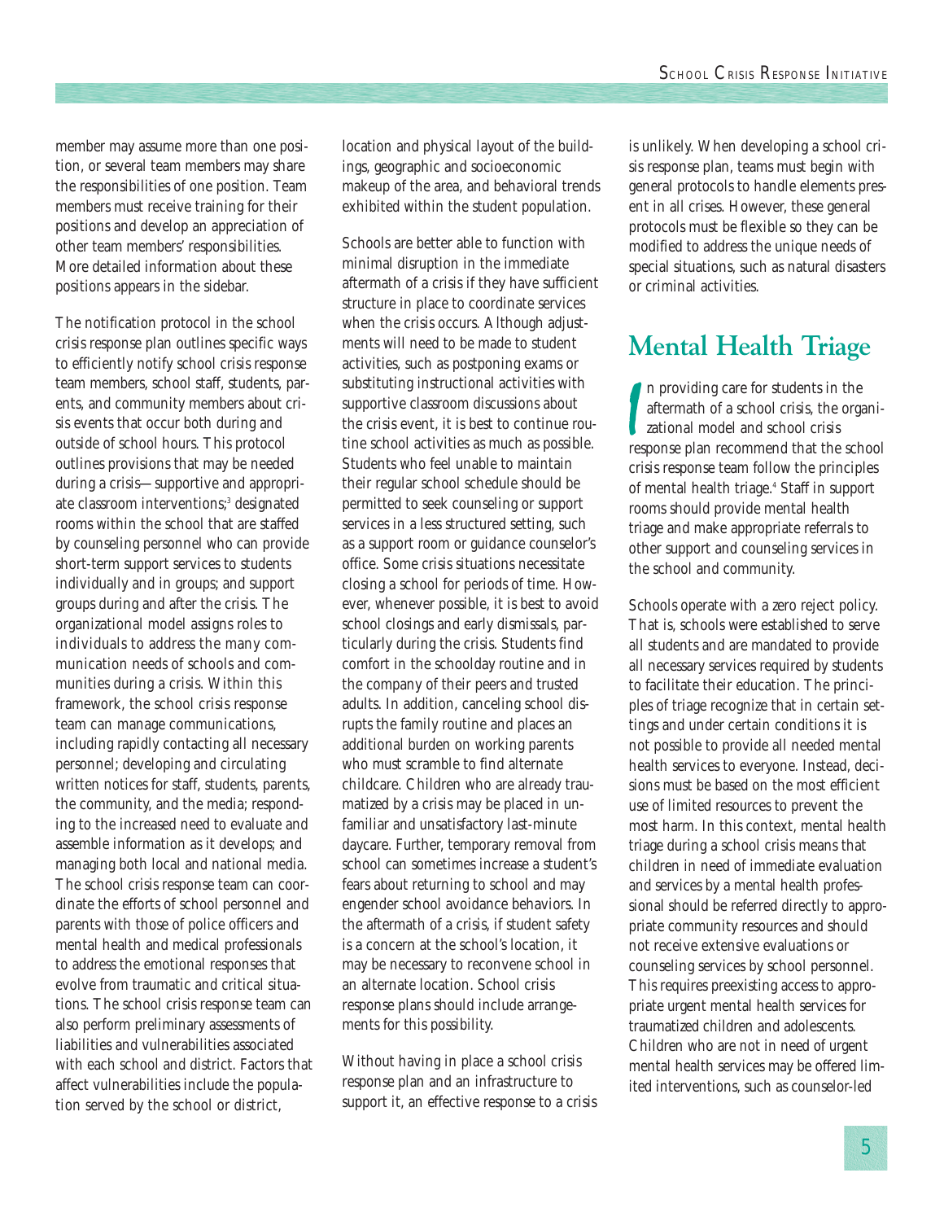member may assume more than one position, or several team members may share the responsibilities of one position. Team members must receive training for their positions and develop an appreciation of other team members' responsibilities. More detailed information about these positions appears in the sidebar.

The notification protocol in the school crisis response plan outlines specific ways to efficiently notify school crisis response team members, school staff, students, parents, and community members about crisis events that occur both during and outside of school hours. This protocol outlines provisions that may be needed during a crisis—supportive and appropriate classroom interventions;[3] designated rooms within the school that are staffed by counseling personnel who can provide short-term support services to students individually and in groups; and support groups during and after the crisis. The organizational model assigns roles to individuals to address the many communication needs of schools and communities during a crisis. Within this framework, the school crisis response team can manage communications, including rapidly contacting all necessary personnel; developing and circulating written notices for staff, students, parents, the community, and the media; responding to the increased need to evaluate and assemble information as it develops; and managing both local and national media. The school crisis response team can coordinate the efforts of school personnel and parents with those of police officers and mental health and medical professionals to address the emotional responses that evolve from traumatic and critical situations. The school crisis response team can also perform preliminary assessments of liabilities and vulnerabilities associated with each school and district. Factors that affect vulnerabilities include the population served by the school or district, location and physical layout of the buildings, geographic and socioeconomic makeup of the area, and behavioral trends exhibited within the student population.

Schools are better able to function with minimal disruption in the immediate aftermath of a crisis if they have sufficient structure in place to coordinate services when the crisis occurs. Although adjustments will need to be made to student activities, such as postponing exams or substituting instructional activities with supportive classroom discussions about the crisis event, it is best to continue routine school activities as much as possible. Students who feel unable to maintain their regular school schedule should be permitted to seek counseling or support services in a less structured setting, such as a support room or guidance counselor's office. Some crisis situations necessitate closing a school for periods of time. However, whenever possible, it is best to avoid school closings and early dismissals, particularly during the crisis. Students find comfort in the schoolday routine and in the company of their peers and trusted adults. In addition, canceling school disrupts the family routine and places an additional burden on working parents who must scramble to find alternate childcare. Children who are already traumatized by a crisis may be placed in unfamiliar and unsatisfactory last-minute daycare. Further, temporary removal from school can sometimes increase a student's fears about returning to school and may engender school avoidance behaviors. In the aftermath of a crisis, if student safety is a concern at the school's location, it may be necessary to reconvene school in an alternate location. School crisis response plans should include arrangements for this possibility.

Without having in place a school crisis response plan and an infrastructure to support it, an effective response to a crisis is unlikely. When developing a school crisis response plan, teams must begin with general protocols to handle elements present in all crises. However, these general protocols must be flexible so they can be modified to address the unique needs of special situations, such as natural disasters or criminal activities.

## Mental Health Triage

In providing care for students in the aftermath of a school crisis, the organizational model and school crisis response plan recommend that the school crisis response team follow the principles of mental health triage.[4] Staff in support rooms should provide mental health triage and make appropriate referrals to other support and counseling services in the school and community.

Schools operate with a zero reject policy. That is, schools were established to serve all students and are mandated to provide all necessary services required by students to facilitate their education. The principles of triage recognize that in certain settings and under certain conditions it is not possible to provide all needed mental health services to everyone. Instead, decisions must be based on the most efficient use of limited resources to prevent the most harm. In this context, mental health triage during a school crisis means that children in need of immediate evaluation and services by a mental health professional should be referred directly to appropriate community resources and should not receive extensive evaluations or counseling services by school personnel. This requires preexisting access to appropriate urgent mental health services for traumatized children and adolescents. Children who are not in need of urgent mental health services may be offered limited interventions, such as counselor-led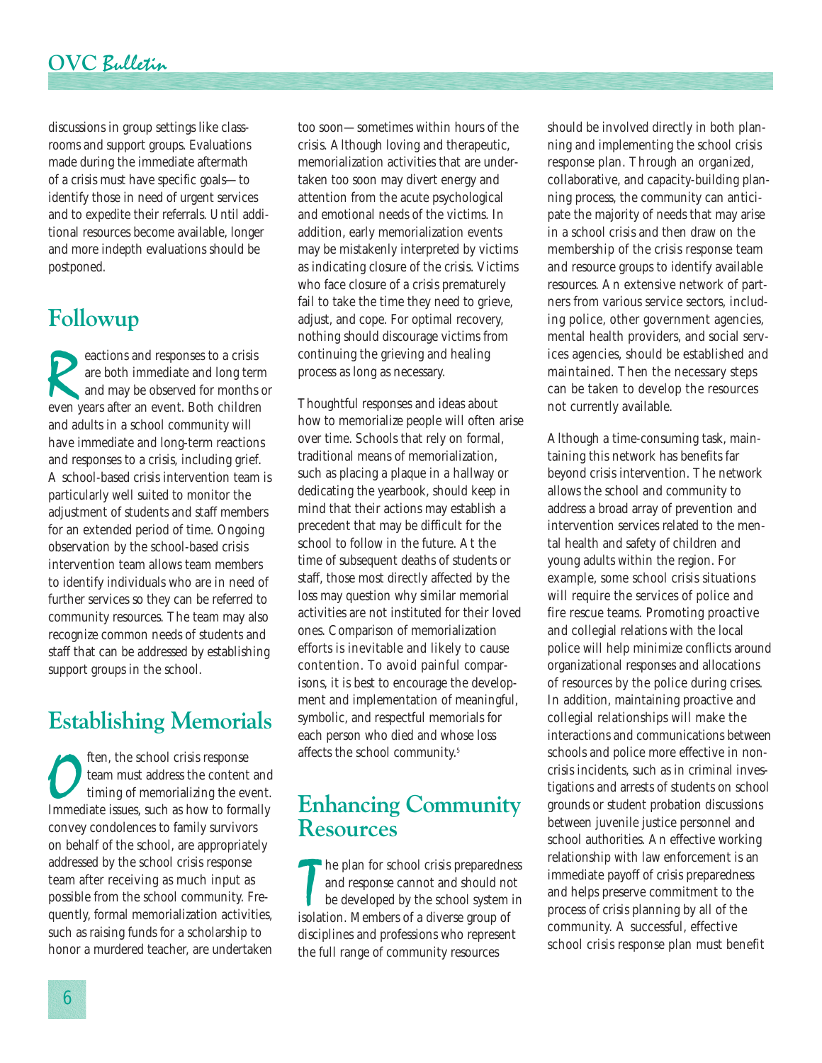discussions in group settings like classrooms and support groups. Evaluations made during the immediate aftermath of a crisis must have specific goals—to identify those in need of urgent services and to expedite their referrals. Until additional resources become available, longer and more indepth evaluations should be postponed.

## Followup

Reactions and responses to a crisis are both immediate and long term and may be observed for months or even years after an event. Both children and adults in a school community will have immediate and long-term reactions and responses to a crisis, including grief. A school-based crisis intervention team is particularly well suited to monitor the adjustment of students and staff members for an extended period of time. Ongoing observation by the school-based crisis intervention team allows team members to identify individuals who are in need of further services so they can be referred to community resources. The team may also recognize common needs of students and staff that can be addressed by establishing support groups in the school.

## Establishing Memorials

Often, the school crisis response team must address the content and timing of memorializing the event. Immediate issues, such as how to formally convey condolences to family survivors on behalf of the school, are appropriately addressed by the school crisis response team after receiving as much input as possible from the school community. Frequently, formal memorialization activities, such as raising funds for a scholarship to honor a murdered teacher, are undertaken too soon—sometimes within hours of the crisis. Although loving and therapeutic, memorialization activities that are undertaken too soon may divert energy and attention from the acute psychological and emotional needs of the victims. In addition, early memorialization events may be mistakenly interpreted by victims as indicating closure of the crisis. Victims who face closure of a crisis prematurely fail to take the time they need to grieve, adjust, and cope. For optimal recovery, nothing should discourage victims from continuing the grieving and healing process as long as necessary.

Thoughtful responses and ideas about how to memorialize people will often arise over time. Schools that rely on formal, traditional means of memorialization, such as placing a plaque in a hallway or dedicating the yearbook, should keep in mind that their actions may establish a precedent that may be difficult for the school to follow in the future. At the time of subsequent deaths of students or staff, those most directly affected by the loss may question why similar memorial activities are not instituted for their loved ones. Comparison of memorialization efforts is inevitable and likely to cause contention. To avoid painful comparisons, it is best to encourage the development and implementation of meaningful, symbolic, and respectful memorials for each person who died and whose loss affects the school community.[5]

## Enhancing Community Resources

The plan for school crisis preparedness and response cannot and should not be developed by the school system in isolation. Members of a diverse group of disciplines and professions who represent the full range of community resources should be involved directly in both planning and implementing the school crisis response plan. Through an organized, collaborative, and capacity-building planning process, the community can anticipate the majority of needs that may arise in a school crisis and then draw on the membership of the crisis response team and resource groups to identify available resources. An extensive network of partners from various service sectors, including police, other government agencies, mental health providers, and social services agencies, should be established and maintained. Then the necessary steps can be taken to develop the resources not currently available.

Although a time-consuming task, maintaining this network has benefits far beyond crisis intervention. The network allows the school and community to address a broad array of prevention and intervention services related to the mental health and safety of children and young adults within the region. For example, some school crisis situations will require the services of police and fire rescue teams. Promoting proactive and collegial relations with the local police will help minimize conflicts around organizational responses and allocations of resources by the police during crises. In addition, maintaining proactive and collegial relationships will make the interactions and communications between schools and police more effective in noncrisis incidents, such as in criminal investigations and arrests of students on school grounds or student probation discussions between juvenile justice personnel and school authorities. An effective working relationship with law enforcement is an immediate payoff of crisis preparedness and helps preserve commitment to the process of crisis planning by all of the community. A successful, effective school crisis response plan must benefit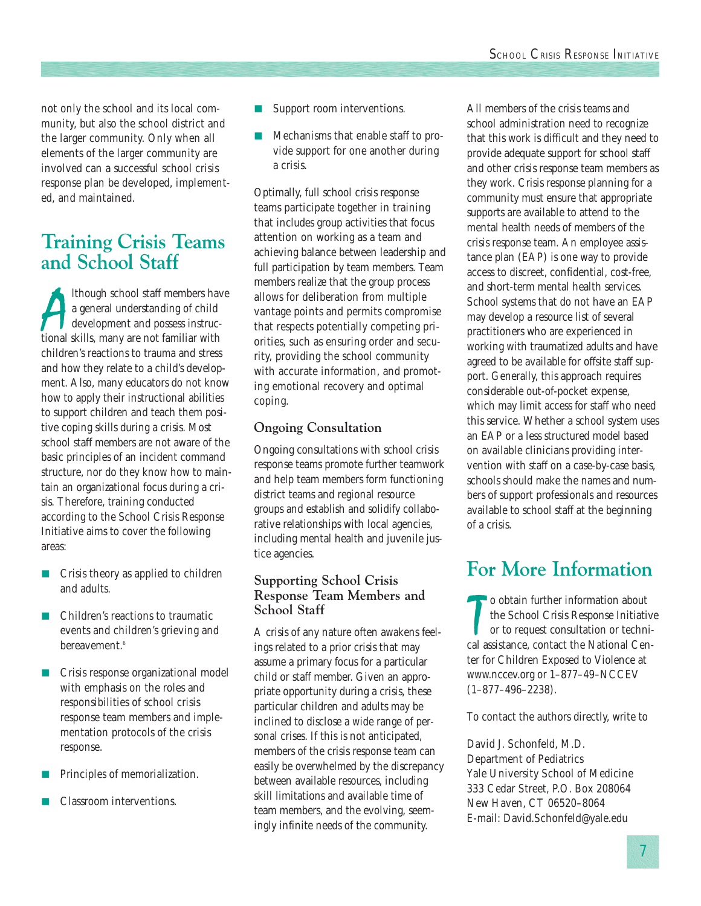not only the school and its local community, but also the school district and the larger community. Only when all elements of the larger community are involved can a successful school crisis response plan be developed, implemented, and maintained.

## Training Crisis Teams and School Staff

Although school staff members have a general understanding of child development and possess instructional skills, many are not familiar with children's reactions to trauma and stress and how they relate to a child's development. Also, many educators do not know how to apply their instructional abilities to support children and teach them positive coping skills during a crisis. Most school staff members are not aware of the basic principles of an incident command structure, nor do they know how to maintain an organizational focus during a crisis. Therefore, training conducted according to the School Crisis Response Initiative aims to cover the following areas:

- Crisis theory as applied to children and adults.
- Children's reactions to traumatic events and children's grieving and bereavement.[6]
- Crisis response organizational model with emphasis on the roles and responsibilities of school crisis response team members and implementation protocols of the crisis response.
- Principles of memorialization.
- Classroom interventions.
- Support room interventions.
- Mechanisms that enable staff to provide support for one another during a crisis.

Optimally, full school crisis response teams participate together in training that includes group activities that focus attention on working as a team and achieving balance between leadership and full participation by team members. Team members realize that the group process allows for deliberation from multiple vantage points and permits compromise that respects potentially competing priorities, such as ensuring order and security, providing the school community with accurate information, and promoting emotional recovery and optimal coping.

### Ongoing Consultation

Ongoing consultations with school crisis response teams promote further teamwork and help team members form functioning district teams and regional resource groups and establish and solidify collaborative relationships with local agencies, including mental health and juvenile justice agencies.

### Supporting School Crisis Response Team Members and School Staff

A crisis of any nature often awakens feelings related to a prior crisis that may assume a primary focus for a particular child or staff member. Given an appropriate opportunity during a crisis, these particular children and adults may be inclined to disclose a wide range of personal crises. If this is not anticipated, members of the crisis response team can easily be overwhelmed by the discrepancy between available resources, including skill limitations and available time of team members, and the evolving, seemingly infinite needs of the community.

All members of the crisis teams and school administration need to recognize that this work is difficult and they need to provide adequate support for school staff and other crisis response team members as they work. Crisis response planning for a community must ensure that appropriate supports are available to attend to the mental health needs of members of the crisis response team. An employee assistance plan (EAP) is one way to provide access to discreet, confidential, cost-free, and short-term mental health services. School systems that do not have an EAP may develop a resource list of several practitioners who are experienced in working with traumatized adults and have agreed to be available for offsite staff support. Generally, this approach requires considerable out-of-pocket expense, which may limit access for staff who need this service. Whether a school system uses an EAP or a less structured model based on available clinicians providing intervention with staff on a case-by-case basis, schools should make the names and numbers of support professionals and resources available to school staff at the beginning of a crisis.

## For More Information

To obtain further information about the School Crisis Response Initiative or to request consultation or technical assistance, contact the National Center for Children Exposed to Violence at www.nccev.org or 1–877–49–NCCEV (1–877–496–2238).

To contact the authors directly, write to

David J. Schonfeld, M.D.
Department of Pediatrics
Yale University School of Medicine
333 Cedar Street, P.O. Box 208064
New Haven, CT 06520–8064
E-mail: David.Schonfeld@yale.edu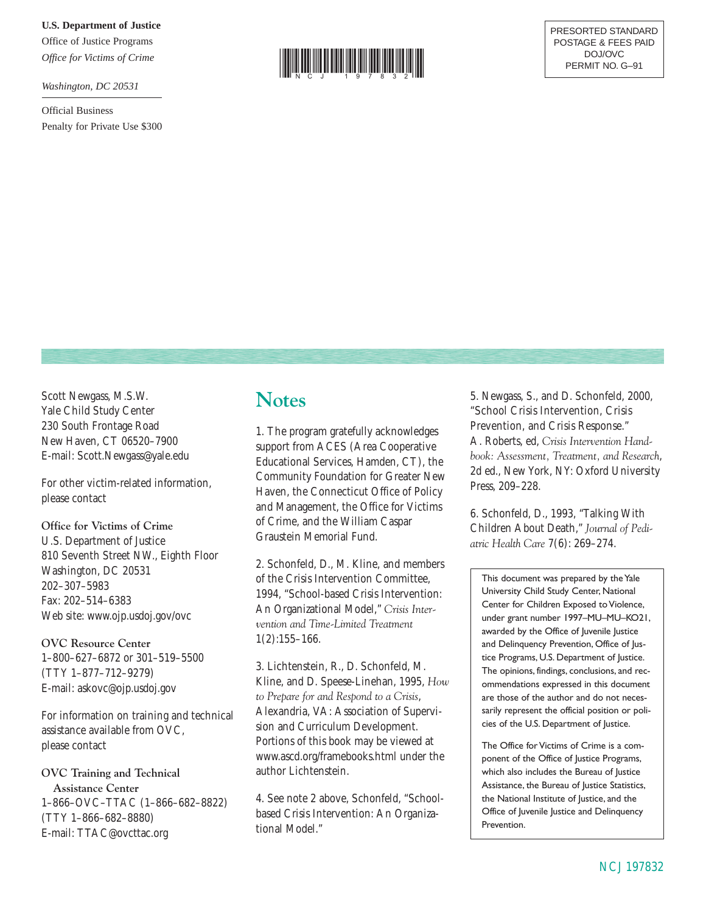**U.S. Department of Justice**
Office of Justice Programs
*Office for Victims of Crime*

*Washington, DC 20531*

Official Business
Penalty for Private Use $300

PRESORTED STANDARD
POSTAGE & FEES PAID
DOJ/OVC
PERMIT NO. G–91

Scott Newgass, M.S.W.
Yale Child Study Center
230 South Frontage Road
New Haven, CT 06520–7900
E-mail: Scott.Newgass@yale.edu

For other victim-related information, please contact

**Office for Victims of Crime**
U.S. Department of Justice
810 Seventh Street NW., Eighth Floor
Washington, DC 20531
202–307–5983
Fax: 202–514–6383
Web site: www.ojp.usdoj.gov/ovc

**OVC Resource Center**
1–800–627–6872 or 301–519–5500
(TTY 1–877–712–9279)
E-mail: askovc@ojp.usdoj.gov

For information on training and technical assistance available from OVC, please contact

**OVC Training and Technical Assistance Center**
1–866–OVC–TTAC (1–866–682–8822)
(TTY 1–866–682–8880)
E-mail: TTAC@ovcttac.org

## Notes

1. The program gratefully acknowledges support from ACES (Area Cooperative Educational Services, Hamden, CT), the Community Foundation for Greater New Haven, the Connecticut Office of Policy and Management, the Office for Victims of Crime, and the William Caspar Graustein Memorial Fund.

2. Schonfeld, D., M. Kline, and members of the Crisis Intervention Committee, 1994, "School-based Crisis Intervention: An Organizational Model," *Crisis Intervention and Time-Limited Treatment* 1(2):155–166.

3. Lichtenstein, R., D. Schonfeld, M. Kline, and D. Speese-Linehan, 1995, *How to Prepare for and Respond to a Crisis*, Alexandria, VA: Association of Supervision and Curriculum Development. Portions of this book may be viewed at www.ascd.org/framebooks.html under the author Lichtenstein.

4. See note 2 above, Schonfeld, "School-based Crisis Intervention: An Organizational Model."

5. Newgass, S., and D. Schonfeld, 2000, "School Crisis Intervention, Crisis Prevention, and Crisis Response." A. Roberts, ed, *Crisis Intervention Handbook: Assessment, Treatment, and Research*, 2d ed., New York, NY: Oxford University Press, 209–228.

6. Schonfeld, D., 1993, "Talking With Children About Death," *Journal of Pediatric Health Care* 7(6): 269–274.

This document was prepared by the Yale University Child Study Center, National Center for Children Exposed to Violence, under grant number 1997–MU–MU–KO21, awarded by the Office of Juvenile Justice and Delinquency Prevention, Office of Justice Programs, U.S. Department of Justice. The opinions, findings, conclusions, and recommendations expressed in this document are those of the author and do not necessarily represent the official position or policies of the U.S. Department of Justice.

The Office for Victims of Crime is a component of the Office of Justice Programs, which also includes the Bureau of Justice Assistance, the Bureau of Justice Statistics, the National Institute of Justice, and the Office of Juvenile Justice and Delinquency Prevention.

NCJ 197832